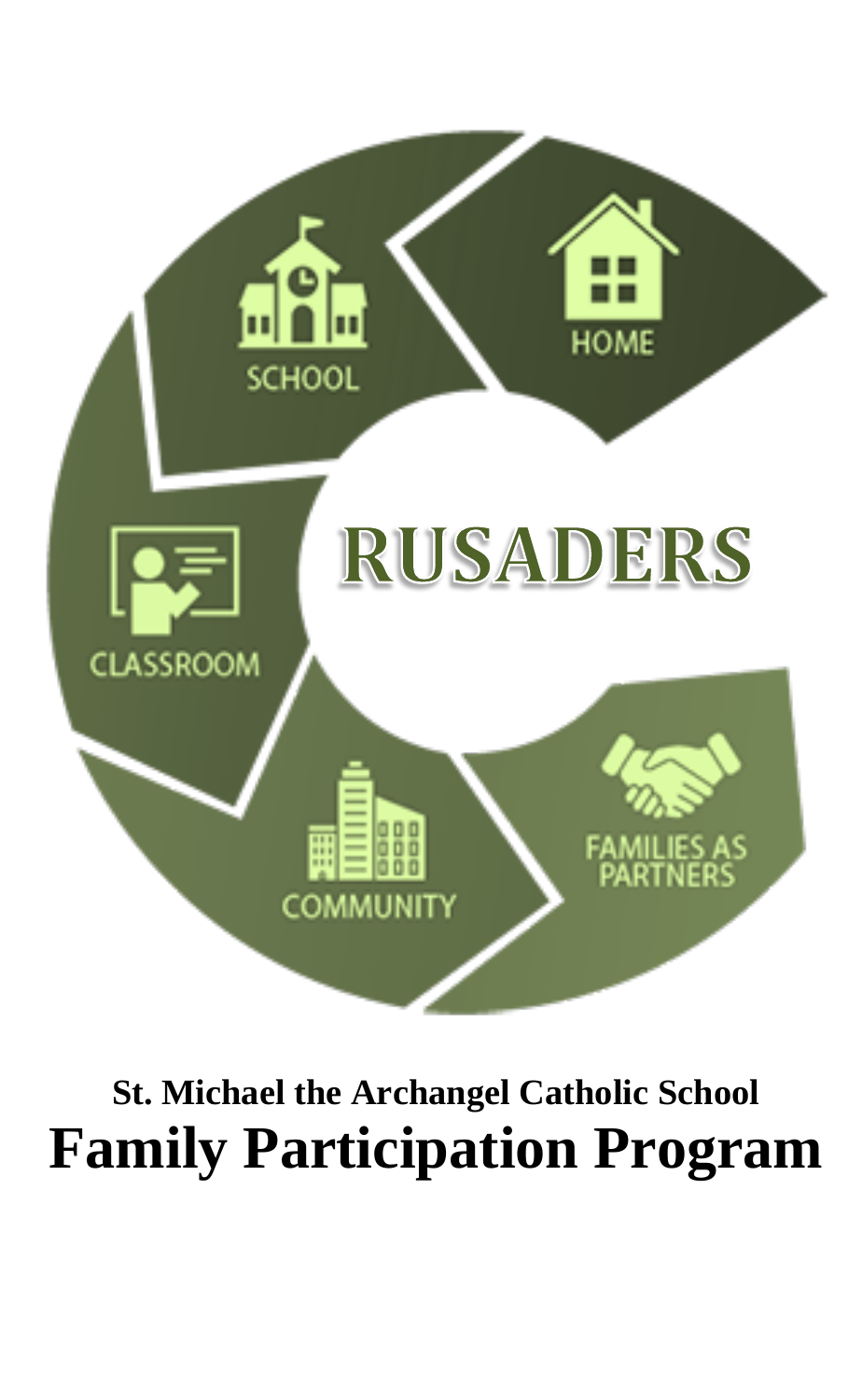SCHOOL

HOME

CLASSROOM

RUSADERS

COMMUNITY

FAMILIES AS PARTNERS

**St. Michael the Archangel Catholic School**

# Family Participation Program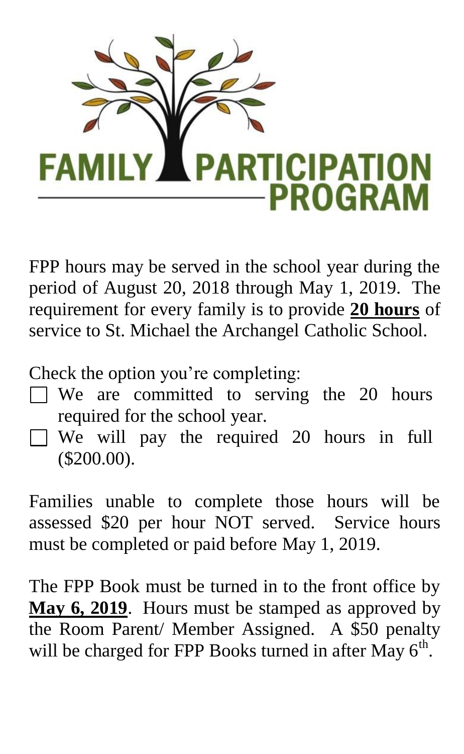# FAMILY PARTICIPATION PROGRAM

FPP hours may be served in the school year during the period of August 20, 2018 through May 1, 2019. The requirement for every family is to provide **20 hours** of service to St. Michael the Archangel Catholic School.

Check the option you're completing:

- ☐ We are committed to serving the 20 hours required for the school year.
- ☐ We will pay the required 20 hours in full ($200.00).

Families unable to complete those hours will be assessed $20 per hour NOT served. Service hours must be completed or paid before May 1, 2019.

The FPP Book must be turned in to the front office by **May 6, 2019**. Hours must be stamped as approved by the Room Parent/ Member Assigned. A $50 penalty will be charged for FPP Books turned in after May 6th.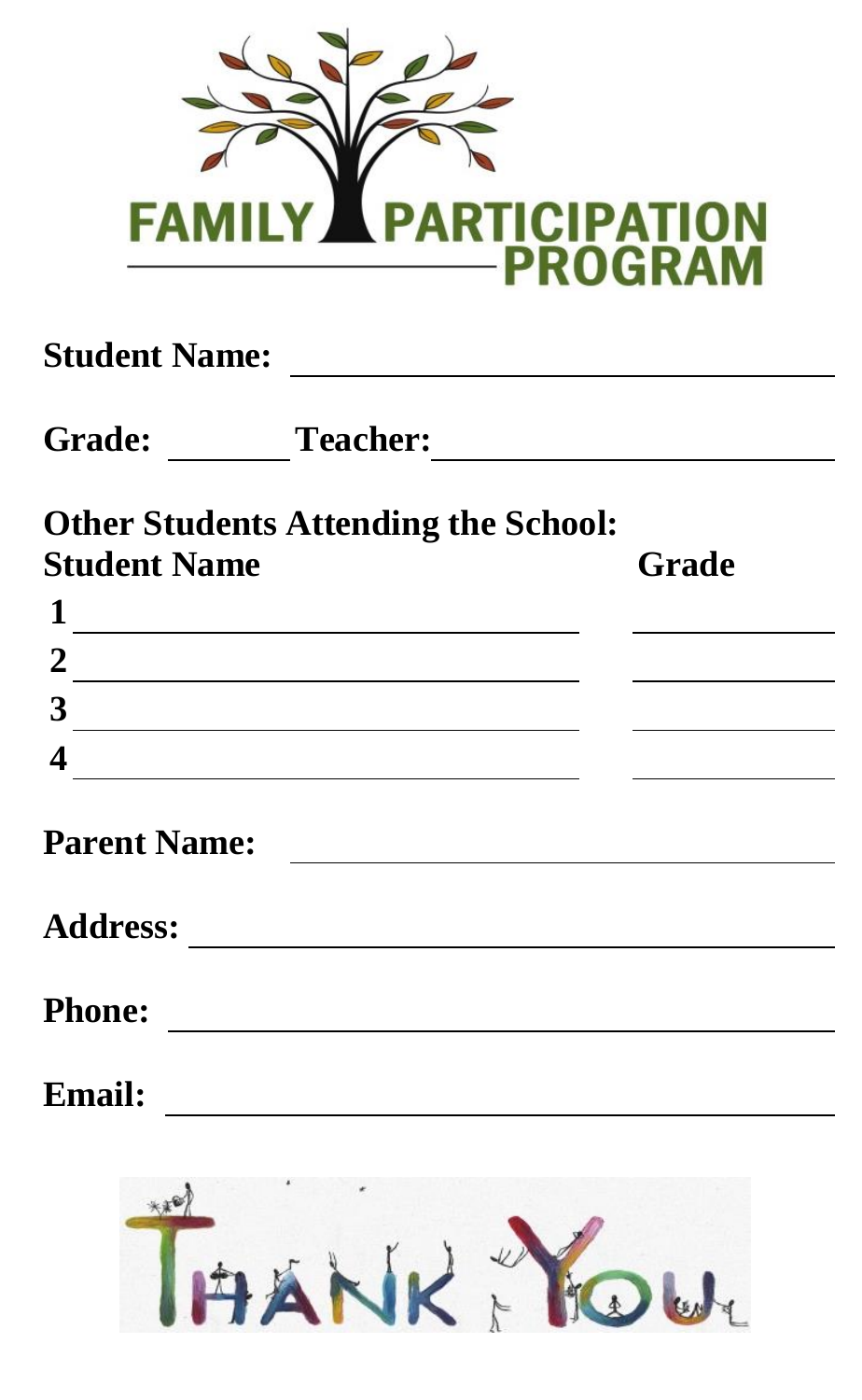# FAMILY PARTICIPATION PROGRAM

**Student Name:** ______________________________

**Grade:** ________ **Teacher:** ______________________________

**Other Students Attending the School:**

| **Student Name** | **Grade** |
| --- | --- |
| **1** | |
| **2** | |
| **3** | |
| **4** | |

**Parent Name:** ______________________________

**Address:** ______________________________

**Phone:** ______________________________

**Email:** ______________________________

THANK YOU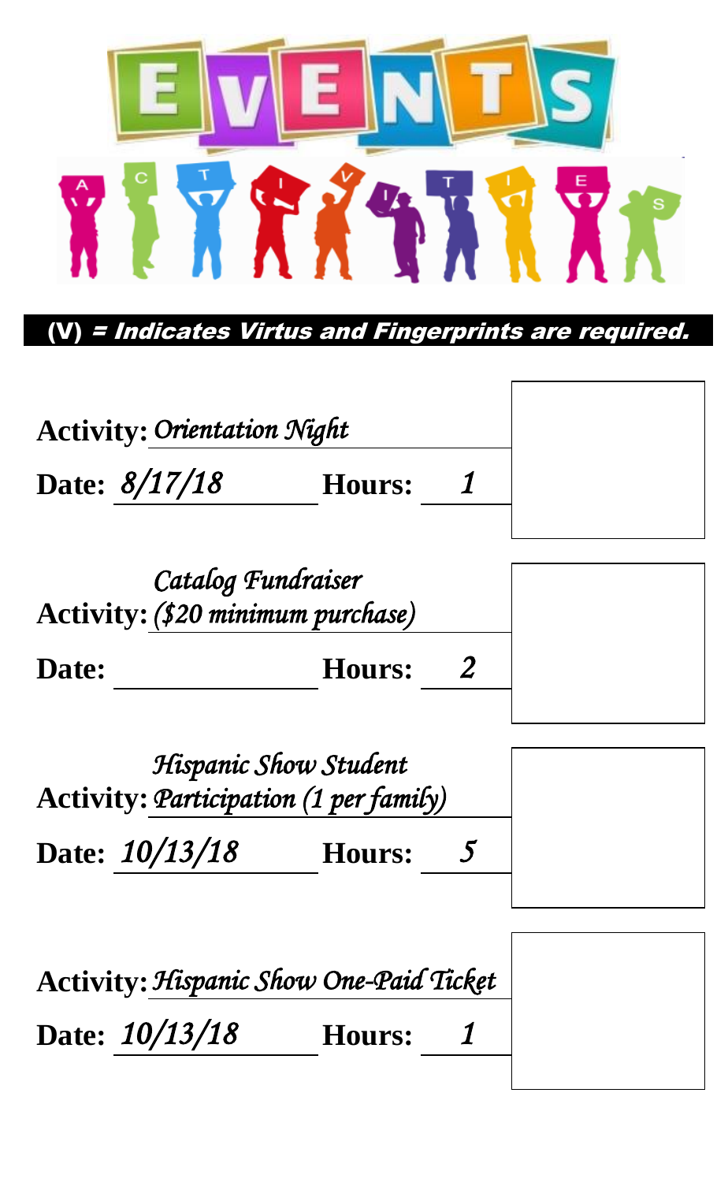# EVENTS

ACTIVITIES

**(V)** ***= Indicates Virtus and Fingerprints are required.***

**Activity:** *Orientation Night*

**Date:** *8/17/18* **Hours:** *1*

**Activity:** *Catalog Fundraiser (\$20 minimum purchase)*

**Date:** ______ **Hours:** *2*

**Activity:** *Hispanic Show Student Participation (1 per family)*

**Date:** *10/13/18* **Hours:** *5*

**Activity:** *Hispanic Show One-Paid Ticket*

**Date:** *10/13/18* **Hours:** *1*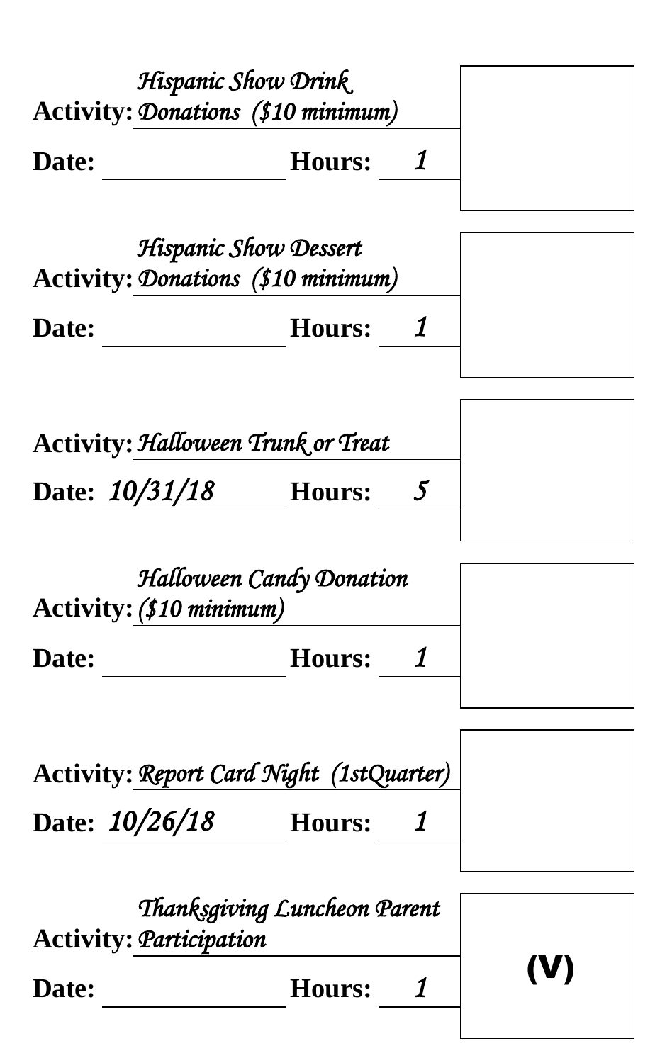**Activity:** *Hispanic Show Drink Donations ($10 minimum)*

**Date:** \_\_\_\_\_\_\_\_\_\_ **Hours:** *1*

**Activity:** *Hispanic Show Dessert Donations ($10 minimum)*

**Date:** \_\_\_\_\_\_\_\_\_\_ **Hours:** *1*

**Activity:** *Halloween Trunk or Treat*

**Date:** *10/31/18* **Hours:** *5*

**Activity:** *Halloween Candy Donation ($10 minimum)*

**Date:** \_\_\_\_\_\_\_\_\_\_ **Hours:** *1*

**Activity:** *Report Card Night (1stQuarter)*

**Date:** *10/26/18* **Hours:** *1*

**Activity:** *Thanksgiving Luncheon Parent Participation*

**Date:** \_\_\_\_\_\_\_\_\_\_ **Hours:** *1*

(V)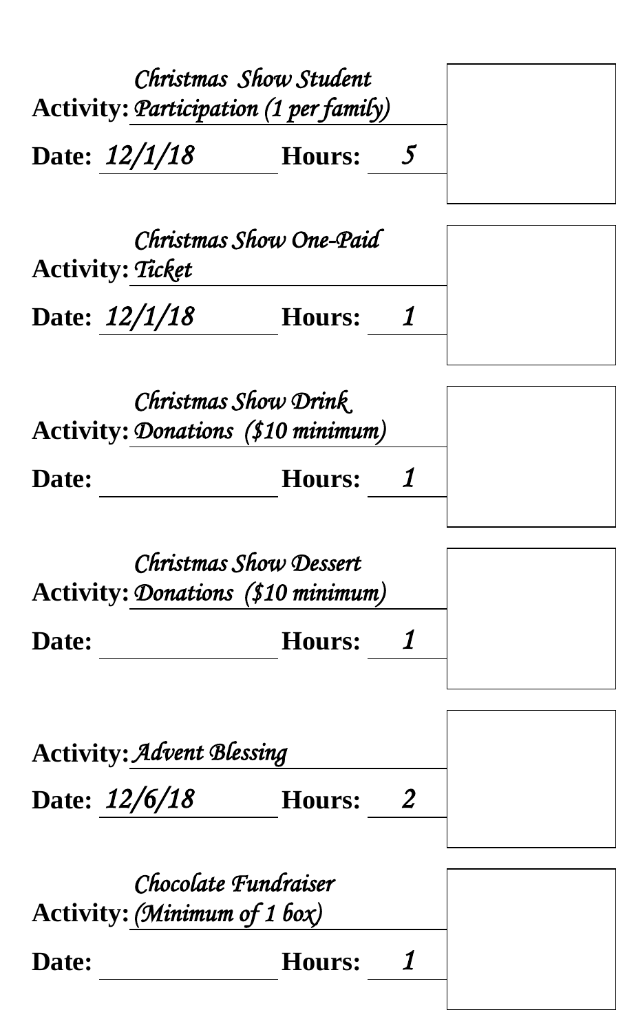**Activity:** *Christmas Show Student Participation (1 per family)*

**Date:** *12/1/18* **Hours:** *5*

**Activity:** *Christmas Show One-Paid Ticket*

**Date:** *12/1/18* **Hours:** *1*

**Activity:** *Christmas Show Drink Donations ($10 minimum)*

**Date:** **Hours:** *1*

**Activity:** *Christmas Show Dessert Donations ($10 minimum)*

**Date:** **Hours:** *1*

**Activity:** *Advent Blessing*

**Date:** *12/6/18* **Hours:** *2*

**Activity:** *Chocolate Fundraiser (Minimum of 1 box)*

**Date:** **Hours:** *1*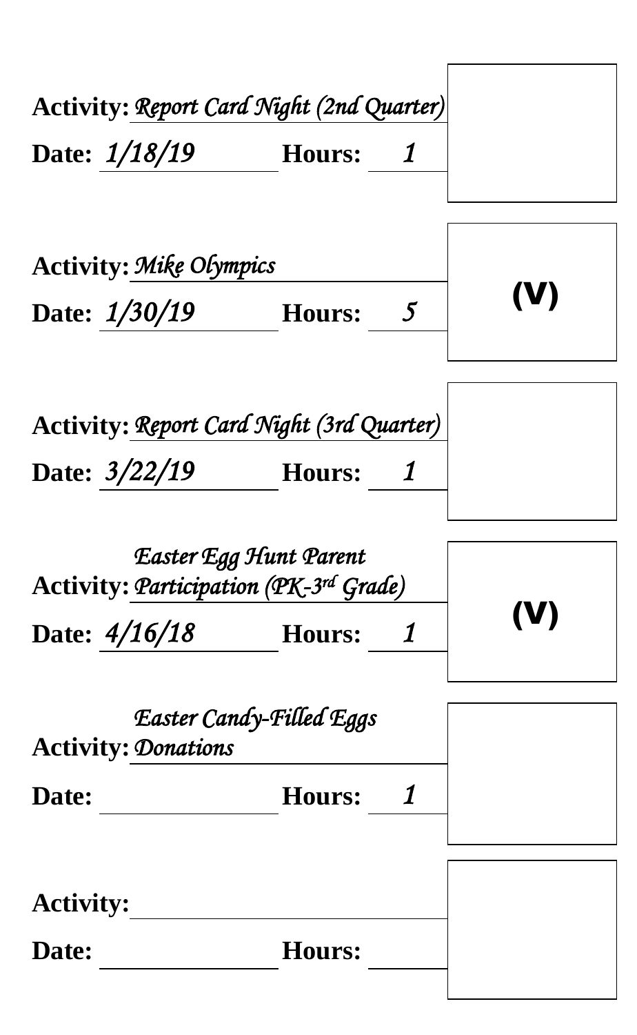**Activity:** *Report Card Night (2nd Quarter)*

**Date:** *1/18/19* **Hours:** *1*

---

**Activity:** *Mike Olympics*

**Date:** *1/30/19* **Hours:** *5*

**(V)**

---

**Activity:** *Report Card Night (3rd Quarter)*

**Date:** *3/22/19* **Hours:** *1*

---

**Activity:** *Easter Egg Hunt Parent Participation (PK-3rd Grade)*

**Date:** *4/16/18* **Hours:** *1*

**(V)**

---

**Activity:** *Easter Candy-Filled Eggs Donations*

**Date:** **Hours:** *1*

---

**Activity:**

**Date:** **Hours:**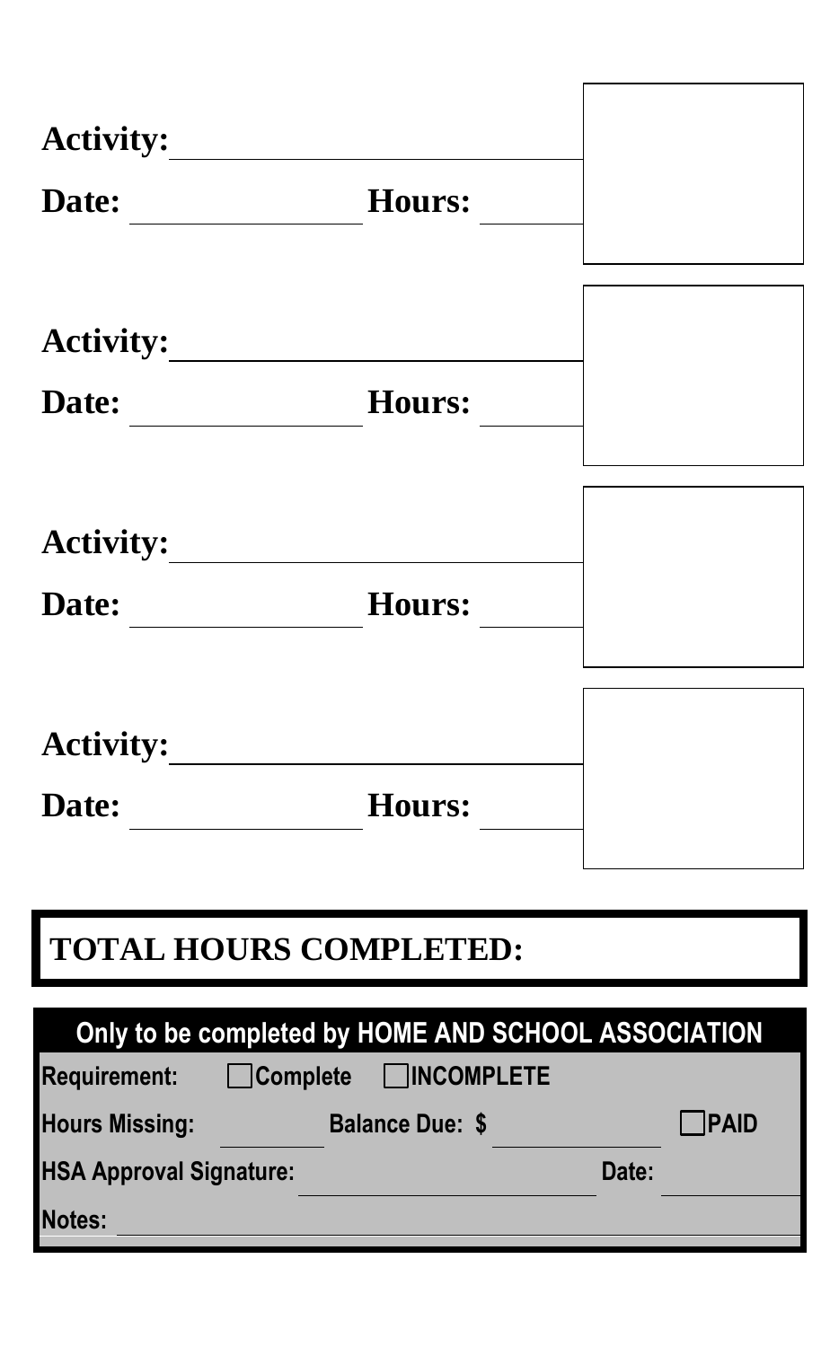**Activity:** \_\_\_\_\_\_\_\_\_\_\_\_\_\_\_\_\_\_\_\_

**Date:** \_\_\_\_\_\_\_\_\_\_ **Hours:** \_\_\_\_\_\_

**Activity:** \_\_\_\_\_\_\_\_\_\_\_\_\_\_\_\_\_\_\_\_

**Date:** \_\_\_\_\_\_\_\_\_\_ **Hours:** \_\_\_\_\_\_

**Activity:** \_\_\_\_\_\_\_\_\_\_\_\_\_\_\_\_\_\_\_\_

**Date:** \_\_\_\_\_\_\_\_\_\_ **Hours:** \_\_\_\_\_\_

**Activity:** \_\_\_\_\_\_\_\_\_\_\_\_\_\_\_\_\_\_\_\_

**Date:** \_\_\_\_\_\_\_\_\_\_ **Hours:** \_\_\_\_\_\_

## TOTAL HOURS COMPLETED:

**Only to be completed by HOME AND SCHOOL ASSOCIATION**

**Requirement:** ☐ **Complete** ☐ **INCOMPLETE**

**Hours Missing:** \_\_\_\_\_\_ **Balance Due: $** \_\_\_\_\_\_\_\_\_\_ ☐ **PAID**

**HSA Approval Signature:** \_\_\_\_\_\_\_\_\_\_\_\_\_\_\_\_\_\_ **Date:** \_\_\_\_\_\_\_\_

**Notes:** \_\_\_\_\_\_\_\_\_\_\_\_\_\_\_\_\_\_\_\_\_\_\_\_\_\_\_\_\_\_\_\_\_\_\_\_